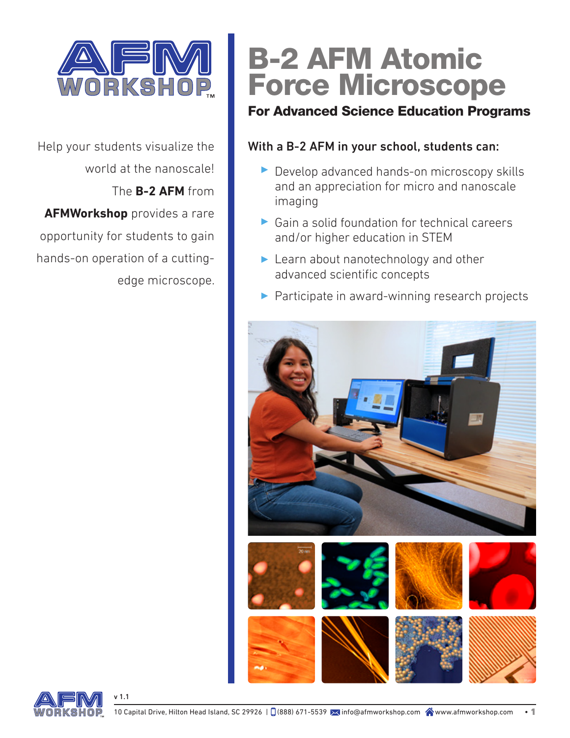# B-2 AFM Atomic Force Microscope

## For Advanced Science Education Programs

Help your students visualize the world at the nanoscale! The **B-2 AFM** from **AFMWorkshop** provides a rare opportunity for students to gain hands-on operation of a cutting-edge microscope.

### With a B-2 AFM in your school, students can:

- Develop advanced hands-on microscopy skills and an appreciation for micro and nanoscale imaging
- Gain a solid foundation for technical careers and/or higher education in STEM
- Learn about nanotechnology and other advanced scientific concepts
- Participate in award-winning research projects

v 1.1

10 Capital Drive, Hilton Head Island, SC 29926 | (888) 671-5539 info@afmworkshop.com www.afmworkshop.com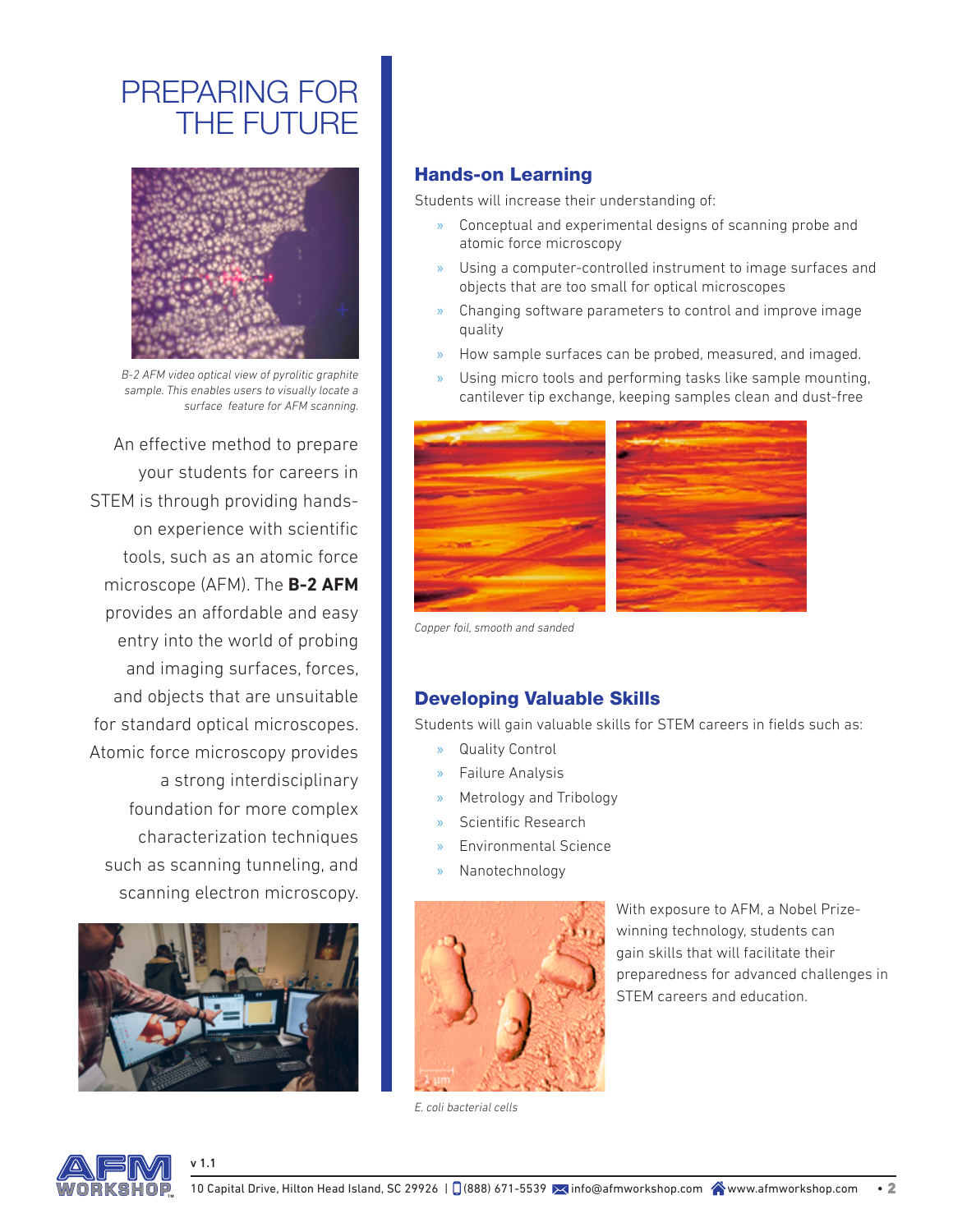# PREPARING FOR THE FUTURE

*B-2 AFM video optical view of pyrolitic graphite sample. This enables users to visually locate a surface feature for AFM scanning.*

An effective method to prepare your students for careers in STEM is through providing hands-on experience with scientific tools, such as an atomic force microscope (AFM). The **B-2 AFM** provides an affordable and easy entry into the world of probing and imaging surfaces, forces, and objects that are unsuitable for standard optical microscopes. Atomic force microscopy provides a strong interdisciplinary foundation for more complex characterization techniques such as scanning tunneling, and scanning electron microscopy.

## Hands-on Learning

Students will increase their understanding of:

- Conceptual and experimental designs of scanning probe and atomic force microscopy
- Using a computer-controlled instrument to image surfaces and objects that are too small for optical microscopes
- Changing software parameters to control and improve image quality
- How sample surfaces can be probed, measured, and imaged.
- Using micro tools and performing tasks like sample mounting, cantilever tip exchange, keeping samples clean and dust-free

*Copper foil, smooth and sanded*

## Developing Valuable Skills

Students will gain valuable skills for STEM careers in fields such as:

- Quality Control
- Failure Analysis
- Metrology and Tribology
- Scientific Research
- Environmental Science
- Nanotechnology

With exposure to AFM, a Nobel Prize-winning technology, students can gain skills that will facilitate their preparedness for advanced challenges in STEM careers and education.

*E. coli bacterial cells*

v 1.1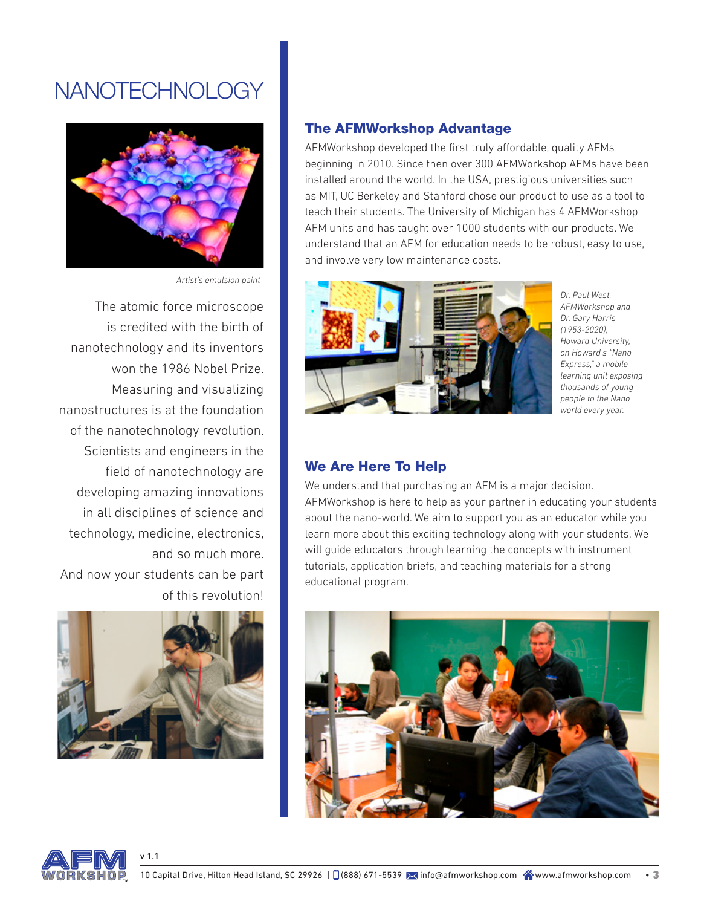# NANOTECHNOLOGY

*Artist's emulsion paint*

The atomic force microscope is credited with the birth of nanotechnology and its inventors won the 1986 Nobel Prize. Measuring and visualizing nanostructures is at the foundation of the nanotechnology revolution. Scientists and engineers in the field of nanotechnology are developing amazing innovations in all disciplines of science and technology, medicine, electronics, and so much more. And now your students can be part of this revolution!

## The AFMWorkshop Advantage

AFMWorkshop developed the first truly affordable, quality AFMs beginning in 2010. Since then over 300 AFMWorkshop AFMs have been installed around the world. In the USA, prestigious universities such as MIT, UC Berkeley and Stanford chose our product to use as a tool to teach their students. The University of Michigan has 4 AFMWorkshop AFM units and has taught over 1000 students with our products. We understand that an AFM for education needs to be robust, easy to use, and involve very low maintenance costs.

*Dr. Paul West, AFMWorkshop and Dr. Gary Harris (1953-2020), Howard University, on Howard's "Nano Express," a mobile learning unit exposing thousands of young people to the Nano world every year.*

## We Are Here To Help

We understand that purchasing an AFM is a major decision. AFMWorkshop is here to help as your partner in educating your students about the nano-world. We aim to support you as an educator while you learn more about this exciting technology along with your students. We will guide educators through learning the concepts with instrument tutorials, application briefs, and teaching materials for a strong educational program.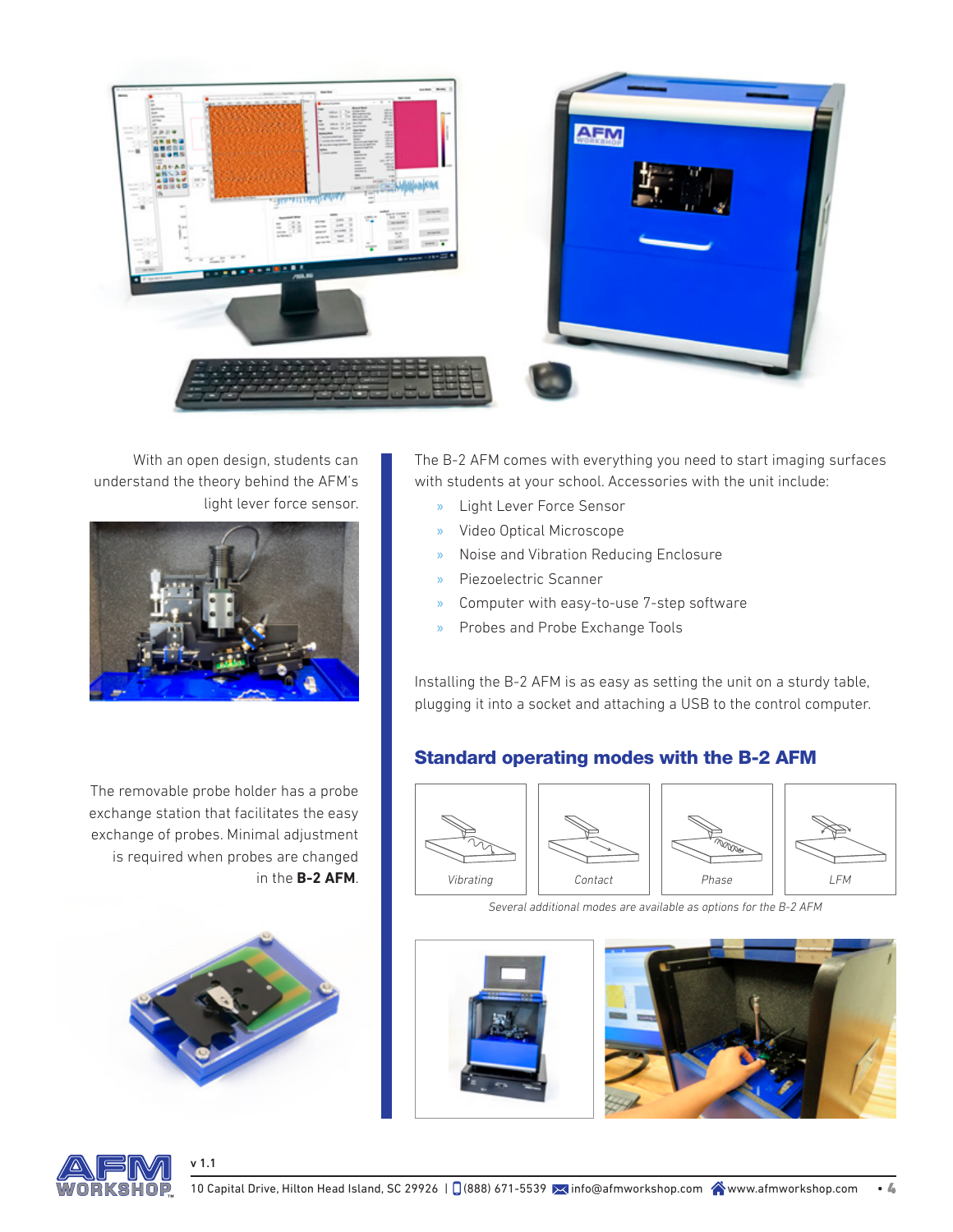With an open design, students can understand the theory behind the AFM's light lever force sensor.

The removable probe holder has a probe exchange station that facilitates the easy exchange of probes. Minimal adjustment is required when probes are changed in the **B-2 AFM**.

The B-2 AFM comes with everything you need to start imaging surfaces with students at your school. Accessories with the unit include:

- Light Lever Force Sensor
- Video Optical Microscope
- Noise and Vibration Reducing Enclosure
- Piezoelectric Scanner
- Computer with easy-to-use 7-step software
- Probes and Probe Exchange Tools

Installing the B-2 AFM is as easy as setting the unit on a sturdy table, plugging it into a socket and attaching a USB to the control computer.

## Standard operating modes with the B-2 AFM

*Vibrating*

*Contact*

*Phase*

*LFM*

*Several additional modes are available as options for the B-2 AFM*